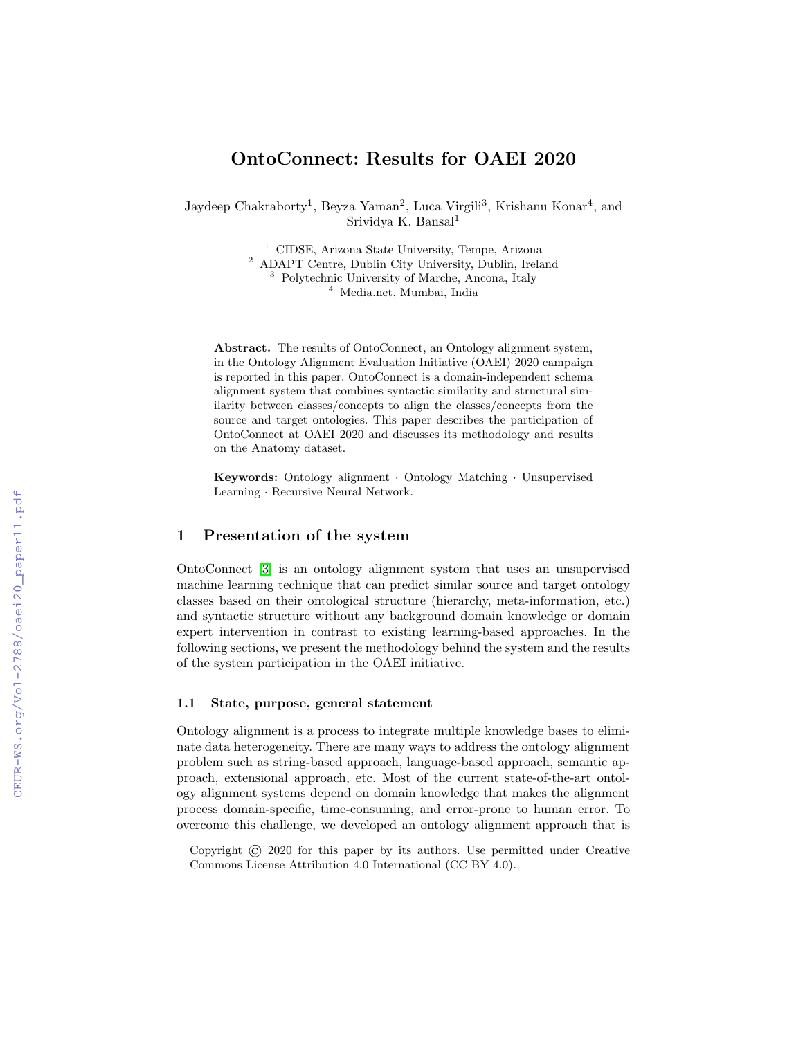# OntoConnect: Results for OAEI 2020

Jaydeep Chakraborty[1], Beyza Yaman[2], Luca Virgili[3], Krishanu Konar[4], and Srividya K. Bansal[1]

[1] CIDSE, Arizona State University, Tempe, Arizona
[2] ADAPT Centre, Dublin City University, Dublin, Ireland
[3] Polytechnic University of Marche, Ancona, Italy
[4] Media.net, Mumbai, India

**Abstract.** The results of OntoConnect, an Ontology alignment system, in the Ontology Alignment Evaluation Initiative (OAEI) 2020 campaign is reported in this paper. OntoConnect is a domain-independent schema alignment system that combines syntactic similarity and structural similarity between classes/concepts to align the classes/concepts from the source and target ontologies. This paper describes the participation of OntoConnect at OAEI 2020 and discusses its methodology and results on the Anatomy dataset.

**Keywords:** Ontology alignment · Ontology Matching · Unsupervised Learning · Recursive Neural Network.

## 1 Presentation of the system

OntoConnect [3] is an ontology alignment system that uses an unsupervised machine learning technique that can predict similar source and target ontology classes based on their ontological structure (hierarchy, meta-information, etc.) and syntactic structure without any background domain knowledge or domain expert intervention in contrast to existing learning-based approaches. In the following sections, we present the methodology behind the system and the results of the system participation in the OAEI initiative.

### 1.1 State, purpose, general statement

Ontology alignment is a process to integrate multiple knowledge bases to eliminate data heterogeneity. There are many ways to address the ontology alignment problem such as string-based approach, language-based approach, semantic approach, extensional approach, etc. Most of the current state-of-the-art ontology alignment systems depend on domain knowledge that makes the alignment process domain-specific, time-consuming, and error-prone to human error. To overcome this challenge, we developed an ontology alignment approach that is

Copyright © 2020 for this paper by its authors. Use permitted under Creative Commons License Attribution 4.0 International (CC BY 4.0).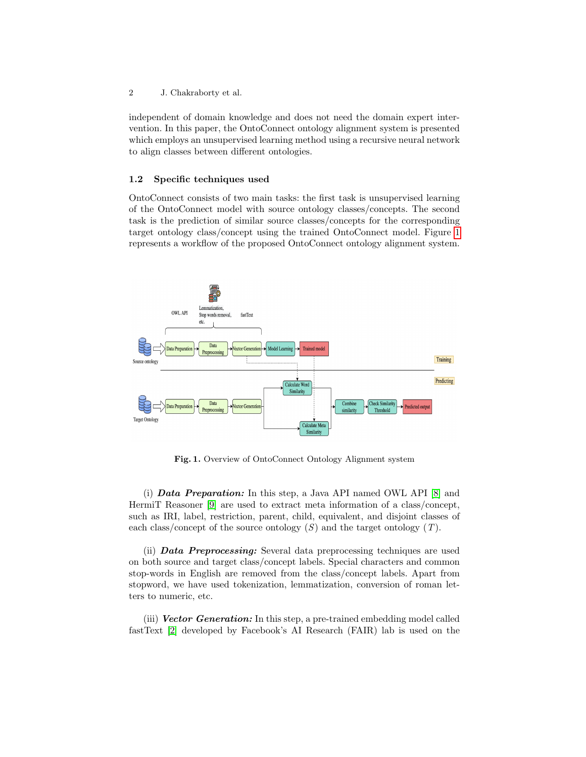independent of domain knowledge and does not need the domain expert intervention. In this paper, the OntoConnect ontology alignment system is presented which employs an unsupervised learning method using a recursive neural network to align classes between different ontologies.

### 1.2 Specific techniques used

OntoConnect consists of two main tasks: the first task is unsupervised learning of the OntoConnect model with source ontology classes/concepts. The second task is the prediction of similar source classes/concepts for the corresponding target ontology class/concept using the trained OntoConnect model. Figure 1 represents a workflow of the proposed OntoConnect ontology alignment system.

**Fig. 1.** Overview of OntoConnect Ontology Alignment system

(i) ***Data Preparation:*** In this step, a Java API named OWL API [8] and HermiT Reasoner [9] are used to extract meta information of a class/concept, such as IRI, label, restriction, parent, child, equivalent, and disjoint classes of each class/concept of the source ontology ($S$) and the target ontology ($T$).

(ii) ***Data Preprocessing:*** Several data preprocessing techniques are used on both source and target class/concept labels. Special characters and common stop-words in English are removed from the class/concept labels. Apart from stopword, we have used tokenization, lemmatization, conversion of roman letters to numeric, etc.

(iii) ***Vector Generation:*** In this step, a pre-trained embedding model called fastText [2] developed by Facebook's AI Research (FAIR) lab is used on the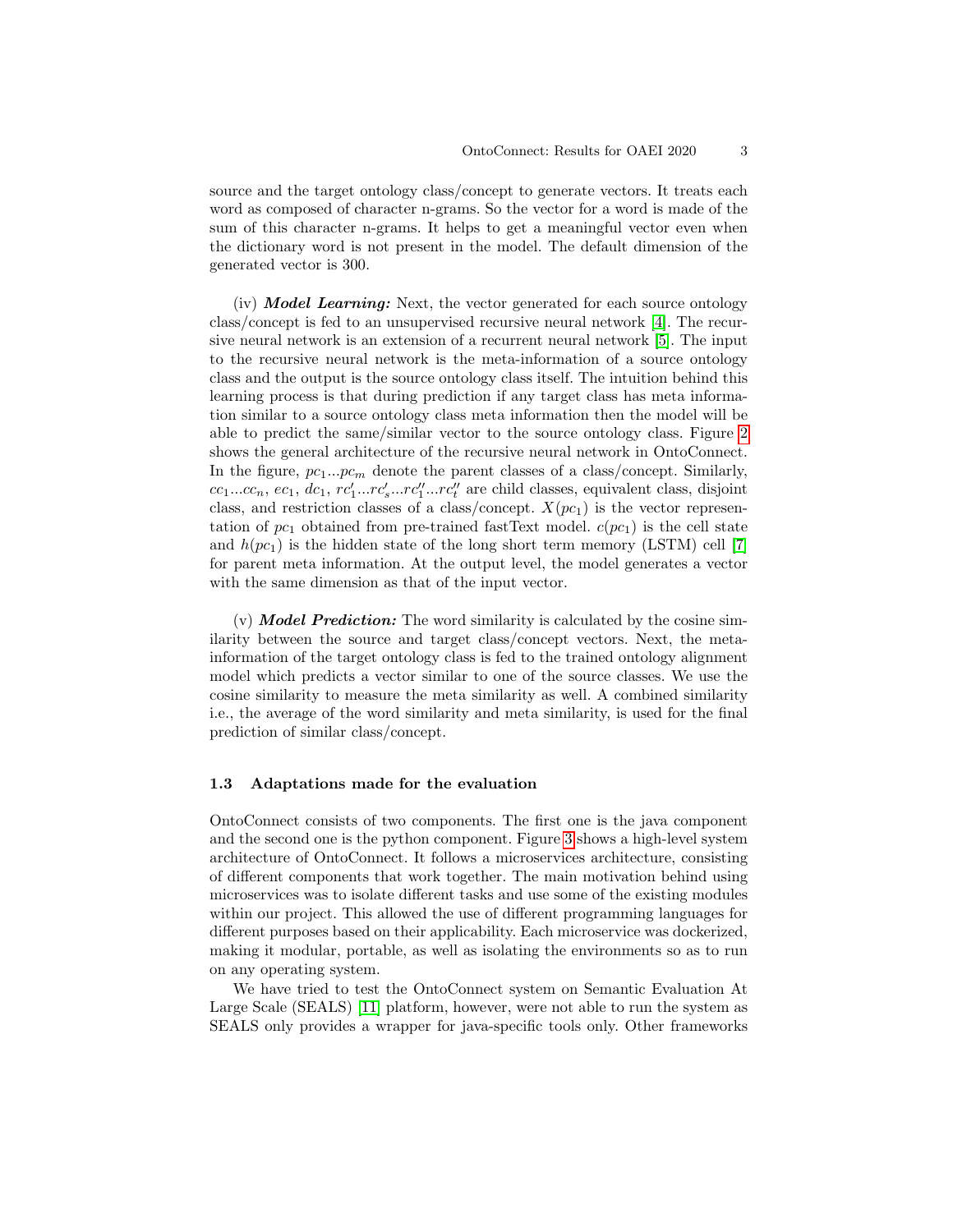source and the target ontology class/concept to generate vectors. It treats each word as composed of character n-grams. So the vector for a word is made of the sum of this character n-grams. It helps to get a meaningful vector even when the dictionary word is not present in the model. The default dimension of the generated vector is 300.

(iv) ***Model Learning:*** Next, the vector generated for each source ontology class/concept is fed to an unsupervised recursive neural network [4]. The recursive neural network is an extension of a recurrent neural network [5]. The input to the recursive neural network is the meta-information of a source ontology class and the output is the source ontology class itself. The intuition behind this learning process is that during prediction if any target class has meta information similar to a source ontology class meta information then the model will be able to predict the same/similar vector to the source ontology class. Figure 2 shows the general architecture of the recursive neural network in OntoConnect. In the figure, $pc_1 ... pc_m$ denote the parent classes of a class/concept. Similarly, $cc_1 ... cc_n$, $ec_1$, $dc_1$, $rc'_1 ... rc'_s ... rc''_1 ... rc''_t$ are child classes, equivalent class, disjoint class, and restriction classes of a class/concept. $X(pc_1)$ is the vector representation of $pc_1$ obtained from pre-trained fastText model. $c(pc_1)$ is the cell state and $h(pc_1)$ is the hidden state of the long short term memory (LSTM) cell [7] for parent meta information. At the output level, the model generates a vector with the same dimension as that of the input vector.

(v) ***Model Prediction:*** The word similarity is calculated by the cosine similarity between the source and target class/concept vectors. Next, the meta-information of the target ontology class is fed to the trained ontology alignment model which predicts a vector similar to one of the source classes. We use the cosine similarity to measure the meta similarity as well. A combined similarity i.e., the average of the word similarity and meta similarity, is used for the final prediction of similar class/concept.

### 1.3 Adaptations made for the evaluation

OntoConnect consists of two components. The first one is the java component and the second one is the python component. Figure 3 shows a high-level system architecture of OntoConnect. It follows a microservices architecture, consisting of different components that work together. The main motivation behind using microservices was to isolate different tasks and use some of the existing modules within our project. This allowed the use of different programming languages for different purposes based on their applicability. Each microservice was dockerized, making it modular, portable, as well as isolating the environments so as to run on any operating system.

We have tried to test the OntoConnect system on Semantic Evaluation At Large Scale (SEALS) [11] platform, however, were not able to run the system as SEALS only provides a wrapper for java-specific tools only. Other frameworks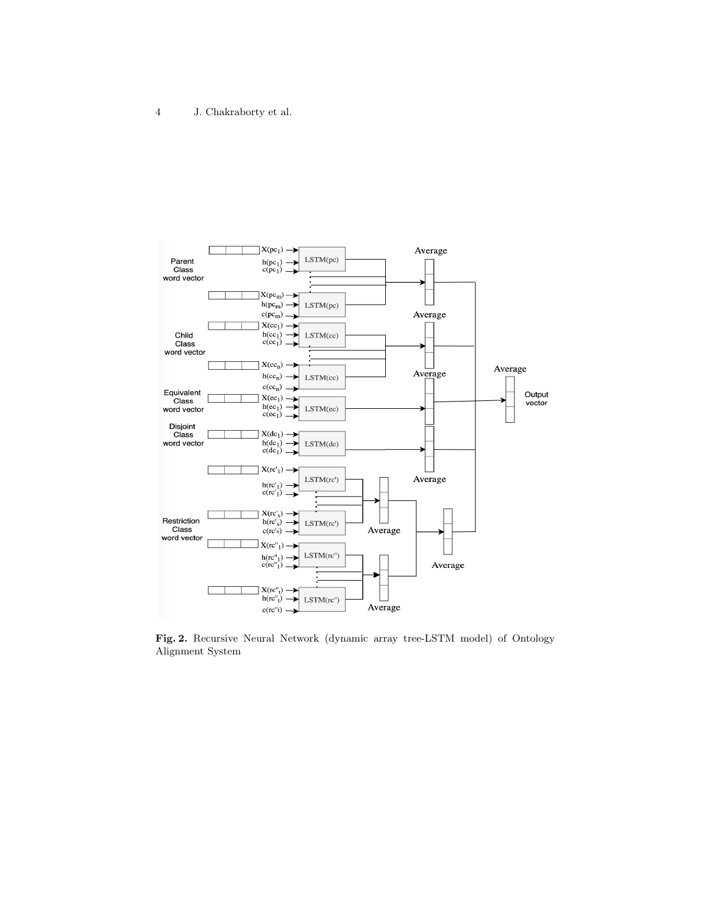**Fig. 2.** Recursive Neural Network (dynamic array tree-LSTM model) of Ontology Alignment System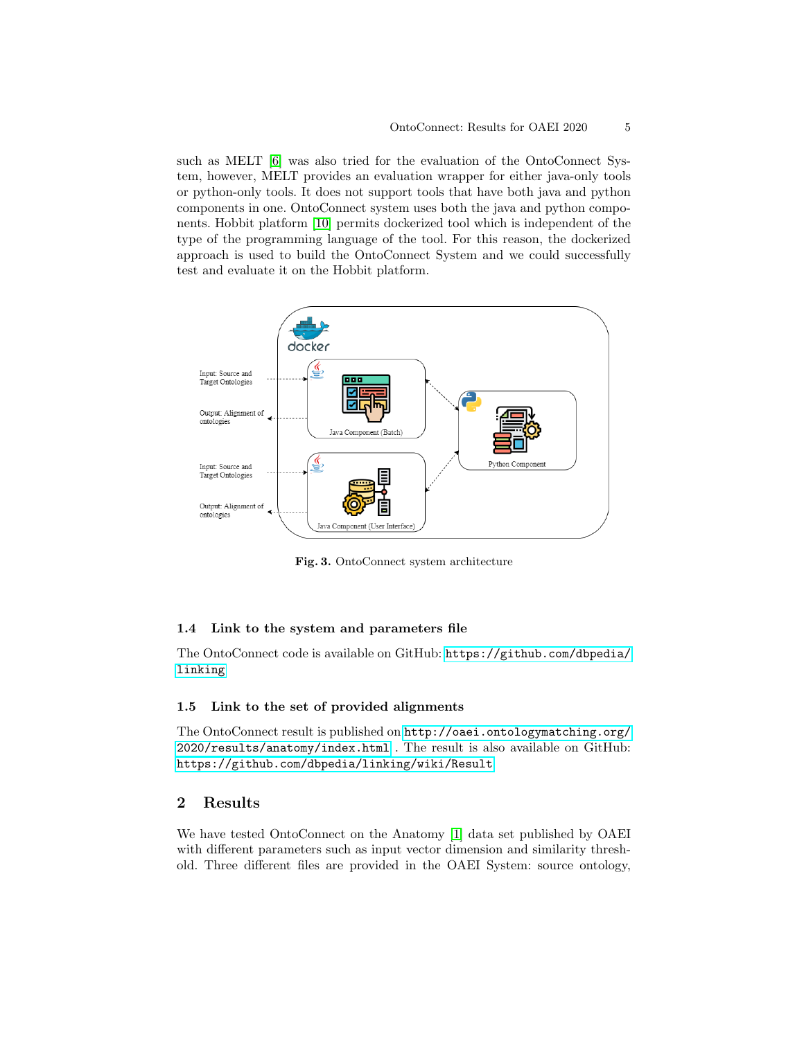such as MELT [6] was also tried for the evaluation of the OntoConnect System, however, MELT provides an evaluation wrapper for either java-only tools or python-only tools. It does not support tools that have both java and python components in one. OntoConnect system uses both the java and python components. Hobbit platform [10] permits dockerized tool which is independent of the type of the programming language of the tool. For this reason, the dockerized approach is used to build the OntoConnect System and we could successfully test and evaluate it on the Hobbit platform.

**Fig. 3.** OntoConnect system architecture

### 1.4 Link to the system and parameters file

The OntoConnect code is available on GitHub: https://github.com/dbpedia/linking

### 1.5 Link to the set of provided alignments

The OntoConnect result is published on http://oaei.ontologymatching.org/2020/results/anatomy/index.html . The result is also available on GitHub: https://github.com/dbpedia/linking/wiki/Result

## 2 Results

We have tested OntoConnect on the Anatomy [1] data set published by OAEI with different parameters such as input vector dimension and similarity threshold. Three different files are provided in the OAEI System: source ontology,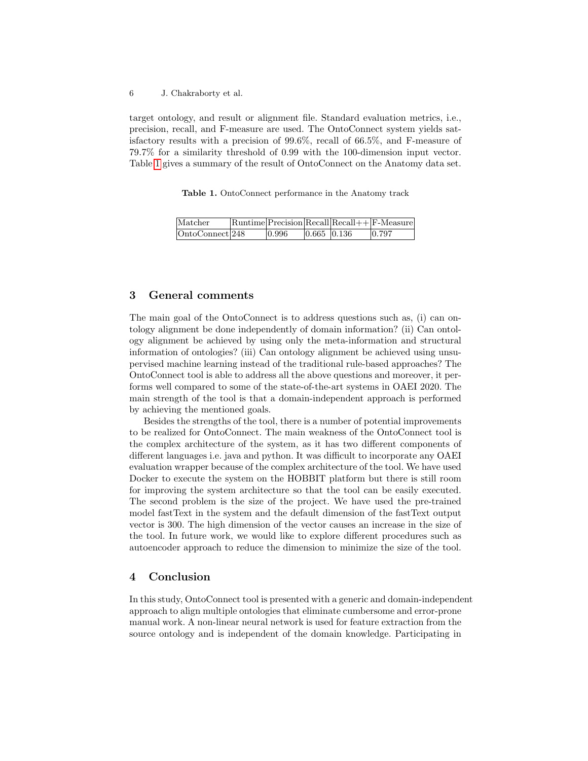target ontology, and result or alignment file. Standard evaluation metrics, i.e., precision, recall, and F-measure are used. The OntoConnect system yields satisfactory results with a precision of 99.6%, recall of 66.5%, and F-measure of 79.7% for a similarity threshold of 0.99 with the 100-dimension input vector. Table 1 gives a summary of the result of OntoConnect on the Anatomy data set.

**Table 1.** OntoConnect performance in the Anatomy track

| Matcher | Runtime | Precision | Recall | Recall++ | F-Measure |
|---|---|---|---|---|---|
| OntoConnect | 248 | 0.996 | 0.665 | 0.136 | 0.797 |

## 3 General comments

The main goal of the OntoConnect is to address questions such as, (i) can ontology alignment be done independently of domain information? (ii) Can ontology alignment be achieved by using only the meta-information and structural information of ontologies? (iii) Can ontology alignment be achieved using unsupervised machine learning instead of the traditional rule-based approaches? The OntoConnect tool is able to address all the above questions and moreover, it performs well compared to some of the state-of-the-art systems in OAEI 2020. The main strength of the tool is that a domain-independent approach is performed by achieving the mentioned goals.

Besides the strengths of the tool, there is a number of potential improvements to be realized for OntoConnect. The main weakness of the OntoConnect tool is the complex architecture of the system, as it has two different components of different languages i.e. java and python. It was difficult to incorporate any OAEI evaluation wrapper because of the complex architecture of the tool. We have used Docker to execute the system on the HOBBIT platform but there is still room for improving the system architecture so that the tool can be easily executed. The second problem is the size of the project. We have used the pre-trained model fastText in the system and the default dimension of the fastText output vector is 300. The high dimension of the vector causes an increase in the size of the tool. In future work, we would like to explore different procedures such as autoencoder approach to reduce the dimension to minimize the size of the tool.

## 4 Conclusion

In this study, OntoConnect tool is presented with a generic and domain-independent approach to align multiple ontologies that eliminate cumbersome and error-prone manual work. A non-linear neural network is used for feature extraction from the source ontology and is independent of the domain knowledge. Participating in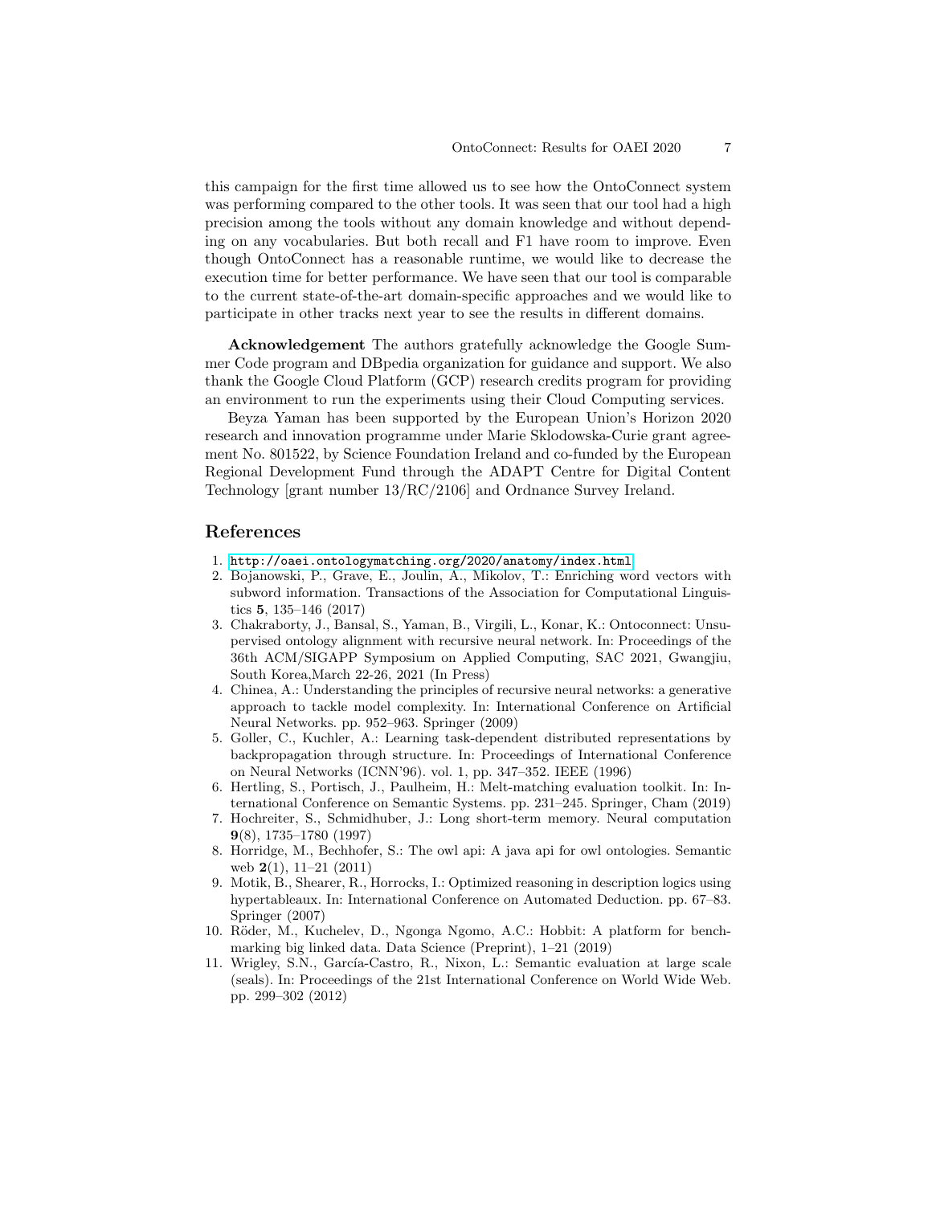this campaign for the first time allowed us to see how the OntoConnect system was performing compared to the other tools. It was seen that our tool had a high precision among the tools without any domain knowledge and without depending on any vocabularies. But both recall and F1 have room to improve. Even though OntoConnect has a reasonable runtime, we would like to decrease the execution time for better performance. We have seen that our tool is comparable to the current state-of-the-art domain-specific approaches and we would like to participate in other tracks next year to see the results in different domains.

**Acknowledgement** The authors gratefully acknowledge the Google Summer Code program and DBpedia organization for guidance and support. We also thank the Google Cloud Platform (GCP) research credits program for providing an environment to run the experiments using their Cloud Computing services.

Beyza Yaman has been supported by the European Union's Horizon 2020 research and innovation programme under Marie Sklodowska-Curie grant agreement No. 801522, by Science Foundation Ireland and co-funded by the European Regional Development Fund through the ADAPT Centre for Digital Content Technology [grant number 13/RC/2106] and Ordnance Survey Ireland.

## References

1. http://oaei.ontologymatching.org/2020/anatomy/index.html
2. Bojanowski, P., Grave, E., Joulin, A., Mikolov, T.: Enriching word vectors with subword information. Transactions of the Association for Computational Linguistics **5**, 135–146 (2017)
3. Chakraborty, J., Bansal, S., Yaman, B., Virgili, L., Konar, K.: Ontoconnect: Unsupervised ontology alignment with recursive neural network. In: Proceedings of the 36th ACM/SIGAPP Symposium on Applied Computing, SAC 2021, Gwangjiu, South Korea,March 22-26, 2021 (In Press)
4. Chinea, A.: Understanding the principles of recursive neural networks: a generative approach to tackle model complexity. In: International Conference on Artificial Neural Networks. pp. 952–963. Springer (2009)
5. Goller, C., Kuchler, A.: Learning task-dependent distributed representations by backpropagation through structure. In: Proceedings of International Conference on Neural Networks (ICNN'96). vol. 1, pp. 347–352. IEEE (1996)
6. Hertling, S., Portisch, J., Paulheim, H.: Melt-matching evaluation toolkit. In: International Conference on Semantic Systems. pp. 231–245. Springer, Cham (2019)
7. Hochreiter, S., Schmidhuber, J.: Long short-term memory. Neural computation **9**(8), 1735–1780 (1997)
8. Horridge, M., Bechhofer, S.: The owl api: A java api for owl ontologies. Semantic web **2**(1), 11–21 (2011)
9. Motik, B., Shearer, R., Horrocks, I.: Optimized reasoning in description logics using hypertableaux. In: International Conference on Automated Deduction. pp. 67–83. Springer (2007)
10. Röder, M., Kuchelev, D., Ngonga Ngomo, A.C.: Hobbit: A platform for benchmarking big linked data. Data Science (Preprint), 1–21 (2019)
11. Wrigley, S.N., García-Castro, R., Nixon, L.: Semantic evaluation at large scale (seals). In: Proceedings of the 21st International Conference on World Wide Web. pp. 299–302 (2012)